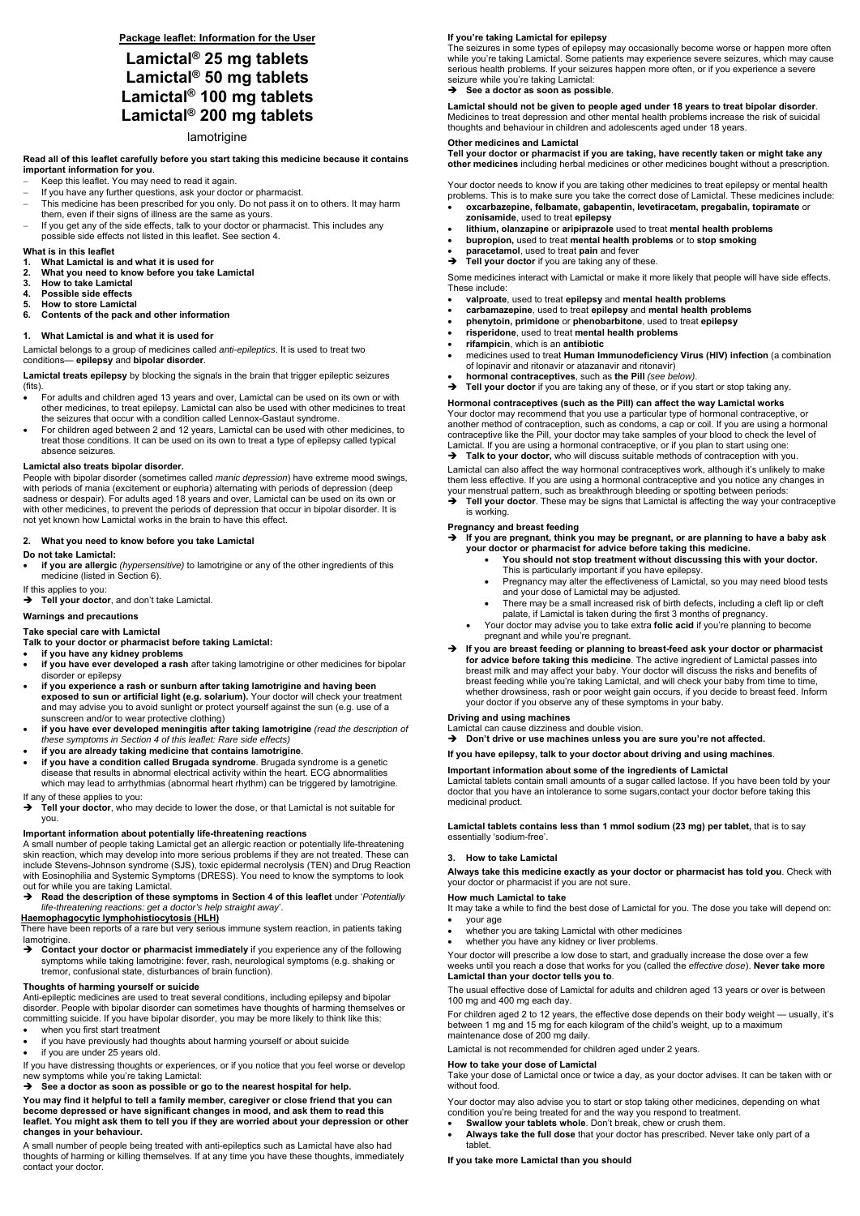**Package leaflet: Information for the User**

# Lamictal® 25 mg tablets
# Lamictal® 50 mg tablets
# Lamictal® 100 mg tablets
# Lamictal® 200 mg tablets

lamotrigine

**Read all of this leaflet carefully before you start taking this medicine because it contains important information for you**.

- Keep this leaflet. You may need to read it again.
- If you have any further questions, ask your doctor or pharmacist.
- This medicine has been prescribed for you only. Do not pass it on to others. It may harm them, even if their signs of illness are the same as yours.
- If you get any of the side effects, talk to your doctor or pharmacist. This includes any possible side effects not listed in this leaflet. See section 4.

**What is in this leaflet**

1. **What Lamictal is and what it is used for**
2. **What you need to know before you take Lamictal**
3. **How to take Lamictal**
4. **Possible side effects**
5. **How to store Lamictal**
6. **Contents of the pack and other information**

## 1. What Lamictal is and what it is used for

Lamictal belongs to a group of medicines called *anti-epileptics*. It is used to treat two conditions— **epilepsy** and **bipolar disorder**.

**Lamictal treats epilepsy** by blocking the signals in the brain that trigger epileptic seizures (fits).

- For adults and children aged 13 years and over, Lamictal can be used on its own or with other medicines, to treat epilepsy. Lamictal can also be used with other medicines to treat the seizures that occur with a condition called Lennox-Gastaut syndrome.
- For children aged between 2 and 12 years, Lamictal can be used with other medicines, to treat those conditions. It can be used on its own to treat a type of epilepsy called typical absence seizures.

**Lamictal also treats bipolar disorder.**

People with bipolar disorder (sometimes called *manic depression*) have extreme mood swings, with periods of mania (excitement or euphoria) alternating with periods of depression (deep sadness or despair). For adults aged 18 years and over, Lamictal can be used on its own or with other medicines, to prevent the periods of depression that occur in bipolar disorder. It is not yet known how Lamictal works in the brain to have this effect.

## 2. What you need to know before you take Lamictal

**Do not take Lamictal:**

- **if you are allergic** *(hypersensitive)* to lamotrigine or any of the other ingredients of this medicine (listed in Section 6).

If this applies to you:

➔ **Tell your doctor**, and don't take Lamictal.

**Warnings and precautions**

**Take special care with Lamictal**

**Talk to your doctor or pharmacist before taking Lamictal:**

- **if you have any kidney problems**
- **if you have ever developed a rash** after taking lamotrigine or other medicines for bipolar disorder or epilepsy
- **if you experience a rash or sunburn after taking lamotrigine and having been exposed to sun or artificial light (e.g. solarium).** Your doctor will check your treatment and may advise you to avoid sunlight or protect yourself against the sun (e.g. use of a sunscreen and/or to wear protective clothing)
- **if you have ever developed meningitis after taking lamotrigine** *(read the description of these symptoms in Section 4 of this leaflet: Rare side effects)*
- **if you are already taking medicine that contains lamotrigine**.
- **if you have a condition called Brugada syndrome**. Brugada syndrome is a genetic disease that results in abnormal electrical activity within the heart. ECG abnormalities which may lead to arrhythmias (abnormal heart rhythm) can be triggered by lamotrigine.

If any of these applies to you:

➔ **Tell your doctor**, who may decide to lower the dose, or that Lamictal is not suitable for you.

**Important information about potentially life-threatening reactions**

A small number of people taking Lamictal get an allergic reaction or potentially life-threatening skin reaction, which may develop into more serious problems if they are not treated. These can include Stevens-Johnson syndrome (SJS), toxic epidermal necrolysis (TEN) and Drug Reaction with Eosinophilia and Systemic Symptoms (DRESS). You need to know the symptoms to look out for while you are taking Lamictal.

➔ **Read the description of these symptoms in Section 4 of this leaflet** under '*Potentially life-threatening reactions: get a doctor's help straight away*'.

**Haemophagocytic lymphohistiocytosis (HLH)**

There have been reports of a rare but very serious immune system reaction, in patients taking lamotrigine.

➔ **Contact your doctor or pharmacist immediately** if you experience any of the following symptoms while taking lamotrigine: fever, rash, neurological symptoms (e.g. shaking or tremor, confusional state, disturbances of brain function).

**Thoughts of harming yourself or suicide**

Anti-epileptic medicines are used to treat several conditions, including epilepsy and bipolar disorder. People with bipolar disorder can sometimes have thoughts of harming themselves or committing suicide. If you have bipolar disorder, you may be more likely to think like this:

- when you first start treatment
- if you have previously had thoughts about harming yourself or about suicide
- if you are under 25 years old.

If you have distressing thoughts or experiences, or if you notice that you feel worse or develop new symptoms while you're taking Lamictal:

➔ **See a doctor as soon as possible or go to the nearest hospital for help.**

**You may find it helpful to tell a family member, caregiver or close friend that you can become depressed or have significant changes in mood, and ask them to read this leaflet. You might ask them to tell you if they are worried about your depression or other changes in your behaviour.**

A small number of people being treated with anti-epileptics such as Lamictal have also had thoughts of harming or killing themselves. If at any time you have these thoughts, immediately contact your doctor.

**If you're taking Lamictal for epilepsy**

The seizures in some types of epilepsy may occasionally become worse or happen more often while you're taking Lamictal. Some patients may experience severe seizures, which may cause serious health problems. If your seizures happen more often, or if you experience a severe seizure while you're taking Lamictal:

➔ **See a doctor as soon as possible**.

**Lamictal should not be given to people aged under 18 years to treat bipolar disorder**. Medicines to treat depression and other mental health problems increase the risk of suicidal thoughts and behaviour in children and adolescents aged under 18 years.

**Other medicines and Lamictal**

**Tell your doctor or pharmacist if you are taking, have recently taken or might take any other medicines** including herbal medicines or other medicines bought without a prescription.

Your doctor needs to know if you are taking other medicines to treat epilepsy or mental health problems. This is to make sure you take the correct dose of Lamictal. These medicines include:

- **oxcarbazepine, felbamate, gabapentin, levetiracetam, pregabalin, topiramate** or **zonisamide**, used to treat **epilepsy**
- **lithium, olanzapine** or **aripiprazole** used to treat **mental health problems**
- **bupropion,** used to treat **mental health problems** or to **stop smoking**
- **paracetamol**, used to treat **pain** and fever

➔ **Tell your doctor** if you are taking any of these.

Some medicines interact with Lamictal or make it more likely that people will have side effects. These include:

- **valproate**, used to treat **epilepsy** and **mental health problems**
- **carbamazepine**, used to treat **epilepsy** and **mental health problems**
- **phenytoin, primidone** or **phenobarbitone**, used to treat **epilepsy**
- **risperidone**, used to treat **mental health problems**
- **rifampicin**, which is an **antibiotic**
- medicines used to treat **Human Immunodeficiency Virus (HIV) infection** (a combination of lopinavir and ritonavir or atazanavir and ritonavir)
- **hormonal contraceptives**, such as **the Pill** *(see below)*.

➔ **Tell your doctor** if you are taking any of these, or if you start or stop taking any.

**Hormonal contraceptives (such as the Pill) can affect the way Lamictal works**

Your doctor may recommend that you use a particular type of hormonal contraceptive, or another method of contraception, such as condoms, a cap or coil. If you are using a hormonal contraceptive like the Pill, your doctor may take samples of your blood to check the level of Lamictal. If you are using a hormonal contraceptive, or if you plan to start using one:

➔ **Talk to your doctor,** who will discuss suitable methods of contraception with you.

Lamictal can also affect the way hormonal contraceptives work, although it's unlikely to make them less effective. If you are using a hormonal contraceptive and you notice any changes in your menstrual pattern, such as breakthrough bleeding or spotting between periods:

➔ **Tell your doctor**. These may be signs that Lamictal is affecting the way your contraceptive is working.

**Pregnancy and breast feeding**

➔ **If you are pregnant, think you may be pregnant, or are planning to have a baby ask your doctor or pharmacist for advice before taking this medicine.**
  - **You should not stop treatment without discussing this with your doctor.** This is particularly important if you have epilepsy.
  - Pregnancy may alter the effectiveness of Lamictal, so you may need blood tests and your dose of Lamictal may be adjusted.
  - There may be a small increased risk of birth defects, including a cleft lip or cleft palate, if Lamictal is taken during the first 3 months of pregnancy.
  - Your doctor may advise you to take extra **folic acid** if you're planning to become pregnant and while you're pregnant.

➔ **If you are breast feeding or planning to breast-feed ask your doctor or pharmacist for advice before taking this medicine**. The active ingredient of Lamictal passes into breast milk and may affect your baby. Your doctor will discuss the risks and benefits of breast feeding while you're taking Lamictal, and will check your baby from time to time, whether drowsiness, rash or poor weight gain occurs, if you decide to breast feed. Inform your doctor if you observe any of these symptoms in your baby.

**Driving and using machines**

Lamictal can cause dizziness and double vision.

➔ **Don't drive or use machines unless you are sure you're not affected.**

**If you have epilepsy, talk to your doctor about driving and using machines**.

**Important information about some of the ingredients of Lamictal**

Lamictal tablets contain small amounts of a sugar called lactose. If you have been told by your doctor that you have an intolerance to some sugars,contact your doctor before taking this medicinal product.

**Lamictal tablets contains less than 1 mmol sodium (23 mg) per tablet,** that is to say essentially 'sodium-free'.

## 3. How to take Lamictal

**Always take this medicine exactly as your doctor or pharmacist has told you**. Check with your doctor or pharmacist if you are not sure.

**How much Lamictal to take**

It may take a while to find the best dose of Lamictal for you. The dose you take will depend on:

- your age
- whether you are taking Lamictal with other medicines
- whether you have any kidney or liver problems.

Your doctor will prescribe a low dose to start, and gradually increase the dose over a few weeks until you reach a dose that works for you (called the *effective dose*). **Never take more Lamictal than your doctor tells you to**.

The usual effective dose of Lamictal for adults and children aged 13 years or over is between 100 mg and 400 mg each day.

For children aged 2 to 12 years, the effective dose depends on their body weight — usually, it's between 1 mg and 15 mg for each kilogram of the child's weight, up to a maximum maintenance dose of 200 mg daily.

Lamictal is not recommended for children aged under 2 years.

**How to take your dose of Lamictal**

Take your dose of Lamictal once or twice a day, as your doctor advises. It can be taken with or without food.

Your doctor may also advise you to start or stop taking other medicines, depending on what condition you're being treated for and the way you respond to treatment.

- **Swallow your tablets whole**. Don't break, chew or crush them.
- **Always take the full dose** that your doctor has prescribed. Never take only part of a tablet.

**If you take more Lamictal than you should**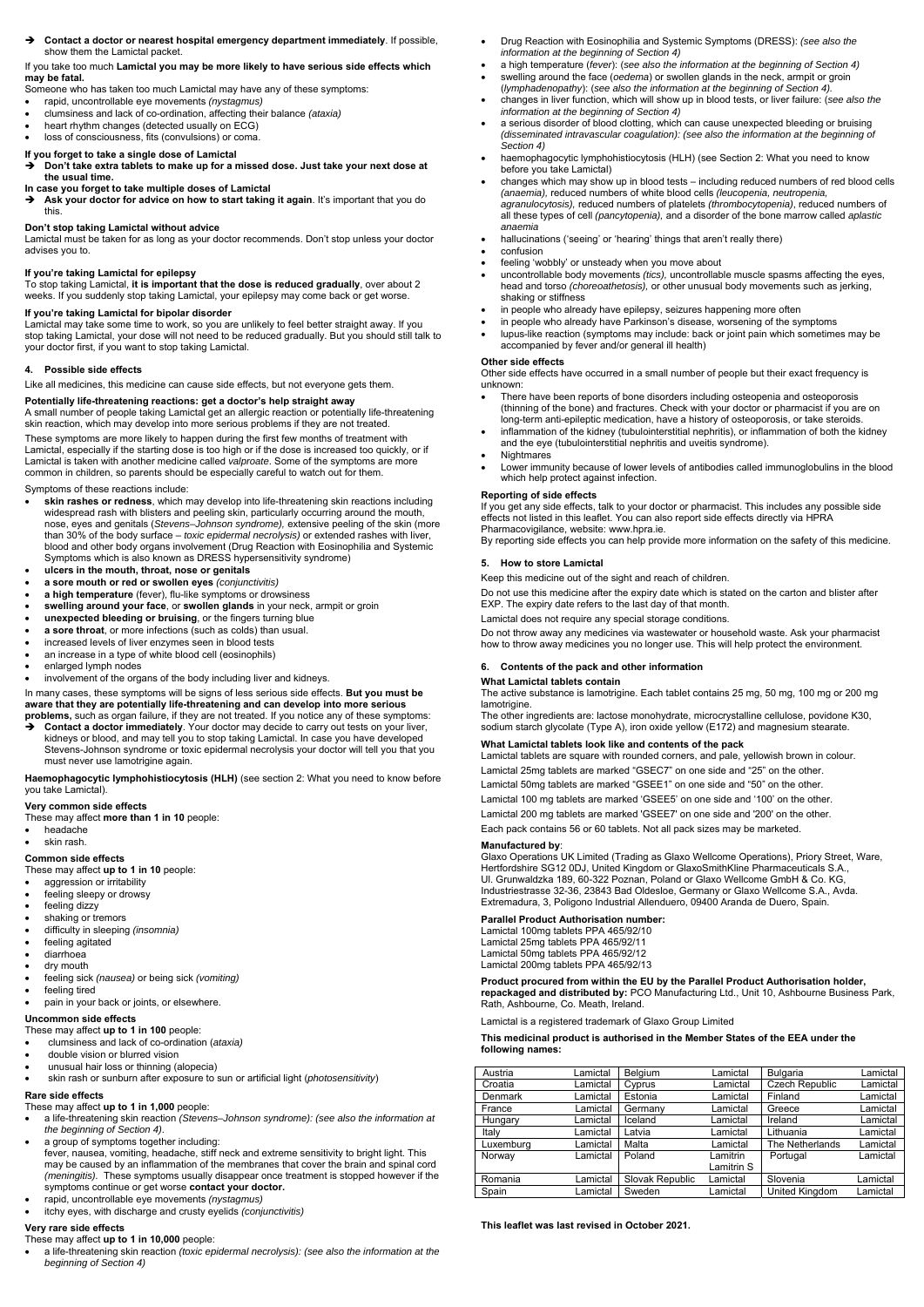➔ **Contact a doctor or nearest hospital emergency department immediately**. If possible, show them the Lamictal packet.

If you take too much **Lamictal you may be more likely to have serious side effects which may be fatal.**

Someone who has taken too much Lamictal may have any of these symptoms:

- rapid, uncontrollable eye movements *(nystagmus)*
- clumsiness and lack of co-ordination, affecting their balance *(ataxia)*
- heart rhythm changes (detected usually on ECG)
- loss of consciousness, fits (convulsions) or coma.

**If you forget to take a single dose of Lamictal**

➔ **Don't take extra tablets to make up for a missed dose. Just take your next dose at the usual time.**

**In case you forget to take multiple doses of Lamictal**

➔ **Ask your doctor for advice on how to start taking it again**. It's important that you do this.

**Don't stop taking Lamictal without advice**

Lamictal must be taken for as long as your doctor recommends. Don't stop unless your doctor advises you to.

**If you're taking Lamictal for epilepsy**

To stop taking Lamictal, **it is important that the dose is reduced gradually**, over about 2 weeks. If you suddenly stop taking Lamictal, your epilepsy may come back or get worse.

**If you're taking Lamictal for bipolar disorder**

Lamictal may take some time to work, so you are unlikely to feel better straight away. If you stop taking Lamictal, your dose will not need to be reduced gradually. But you should still talk to your doctor first, if you want to stop taking Lamictal.

## 4. Possible side effects

Like all medicines, this medicine can cause side effects, but not everyone gets them.

**Potentially life-threatening reactions: get a doctor's help straight away**

A small number of people taking Lamictal get an allergic reaction or potentially life-threatening skin reaction, which may develop into more serious problems if they are not treated.

These symptoms are more likely to happen during the first few months of treatment with Lamictal, especially if the starting dose is too high or if the dose is increased too quickly, or if Lamictal is taken with another medicine called *valproate*. Some of the symptoms are more common in children, so parents should be especially careful to watch out for them.

Symptoms of these reactions include:

- **skin rashes or redness**, which may develop into life-threatening skin reactions including widespread rash with blisters and peeling skin, particularly occurring around the mouth, nose, eyes and genitals (*Stevens–Johnson syndrome),* extensive peeling of the skin (more than 30% of the body surface – *toxic epidermal necrolysis)* or extended rashes with liver, blood and other body organs involvement (Drug Reaction with Eosinophilia and Systemic Symptoms which is also known as DRESS hypersensitivity syndrome)
- **ulcers in the mouth, throat, nose or genitals**
- **a sore mouth or red or swollen eyes** *(conjunctivitis)*
- **a high temperature** (fever), flu-like symptoms or drowsiness
- **swelling around your face**, or **swollen glands** in your neck, armpit or groin
- **unexpected bleeding or bruising**, or the fingers turning blue
- **a sore throat**, or more infections (such as colds) than usual.
- increased levels of liver enzymes seen in blood tests
- an increase in a type of white blood cell (eosinophils)
- enlarged lymph nodes
- involvement of the organs of the body including liver and kidneys.

In many cases, these symptoms will be signs of less serious side effects. **But you must be aware that they are potentially life-threatening and can develop into more serious problems,** such as organ failure, if they are not treated. If you notice any of these symptoms:

➔ **Contact a doctor immediately**. Your doctor may decide to carry out tests on your liver, kidneys or blood, and may tell you to stop taking Lamictal. In case you have developed Stevens-Johnson syndrome or toxic epidermal necrolysis your doctor will tell you that you must never use lamotrigine again.

**Haemophagocytic lymphohistiocytosis (HLH)** (see section 2: What you need to know before you take Lamictal).

**Very common side effects**

These may affect **more than 1 in 10** people:

- headache
- skin rash.

**Common side effects**

These may affect **up to 1 in 10** people:

- aggression or irritability
- feeling sleepy or drowsy
- feeling dizzy
- shaking or tremors
- difficulty in sleeping *(insomnia)*
- feeling agitated
- diarrhoea
- dry mouth
- feeling sick *(nausea)* or being sick *(vomiting)*
- feeling tired
- pain in your back or joints, or elsewhere.

**Uncommon side effects**

These may affect **up to 1 in 100** people:

- clumsiness and lack of co-ordination (*ataxia)*
- double vision or blurred vision
- unusual hair loss or thinning (alopecia)
- skin rash or sunburn after exposure to sun or artificial light (*photosensitivity*)

**Rare side effects**

These may affect **up to 1 in 1,000** people:

- a life-threatening skin reaction *(Stevens–Johnson syndrome): (see also the information at the beginning of Section 4).*
- a group of symptoms together including: fever, nausea, vomiting, headache, stiff neck and extreme sensitivity to bright light. This may be caused by an inflammation of the membranes that cover the brain and spinal cord *(meningitis).* These symptoms usually disappear once treatment is stopped however if the symptoms continue or get worse **contact your doctor.**
- rapid, uncontrollable eye movements *(nystagmus)*
- itchy eyes, with discharge and crusty eyelids *(conjunctivitis)*

**Very rare side effects**

These may affect **up to 1 in 10,000** people:

- a life-threatening skin reaction *(toxic epidermal necrolysis): (see also the information at the beginning of Section 4)*
- Drug Reaction with Eosinophilia and Systemic Symptoms (DRESS): *(see also the information at the beginning of Section 4)*
- a high temperature (*fever*): (*see also the information at the beginning of Section 4)*
- swelling around the face (*oedema*) or swollen glands in the neck, armpit or groin (*lymphadenopathy*): (*see also the information at the beginning of Section 4).*
- changes in liver function, which will show up in blood tests, or liver failure: (*see also the information at the beginning of Section 4)*
- a serious disorder of blood clotting, which can cause unexpected bleeding or bruising *(disseminated intravascular coagulation): (see also the information at the beginning of Section 4)*
- haemophagocytic lymphohistiocytosis (HLH) (see Section 2: What you need to know before you take Lamictal)
- changes which may show up in blood tests – including reduced numbers of red blood cells *(anaemia),* reduced numbers of white blood cells *(leucopenia, neutropenia, agranulocytosis),* reduced numbers of platelets *(thrombocytopenia)*, reduced numbers of all these types of cell *(pancytopenia),* and a disorder of the bone marrow called *aplastic anaemia*
- hallucinations ('seeing' or 'hearing' things that aren't really there)
- confusion
- feeling 'wobbly' or unsteady when you move about
- uncontrollable body movements *(tics),* uncontrollable muscle spasms affecting the eyes, head and torso *(choreoathetosis),* or other unusual body movements such as jerking, shaking or stiffness
- in people who already have epilepsy, seizures happening more often
- in people who already have Parkinson's disease, worsening of the symptoms
- lupus-like reaction (symptoms may include: back or joint pain which sometimes may be accompanied by fever and/or general ill health)

**Other side effects**

Other side effects have occurred in a small number of people but their exact frequency is unknown:

- There have been reports of bone disorders including osteopenia and osteoporosis (thinning of the bone) and fractures. Check with your doctor or pharmacist if you are on long-term anti-epileptic medication, have a history of osteoporosis, or take steroids.
- inflammation of the kidney (tubulointerstitial nephritis), or inflammation of both the kidney and the eye (tubulointerstitial nephritis and uveitis syndrome).
- Nightmares
- Lower immunity because of lower levels of antibodies called immunoglobulins in the blood which help protect against infection.

**Reporting of side effects**

If you get any side effects, talk to your doctor or pharmacist. This includes any possible side effects not listed in this leaflet. You can also report side effects directly via HPRA Pharmacovigilance, website: www.hpra.ie.

By reporting side effects you can help provide more information on the safety of this medicine.

## 5. How to store Lamictal

Keep this medicine out of the sight and reach of children.

Do not use this medicine after the expiry date which is stated on the carton and blister after EXP. The expiry date refers to the last day of that month.

Lamictal does not require any special storage conditions.

Do not throw away any medicines via wastewater or household waste. Ask your pharmacist how to throw away medicines you no longer use. This will help protect the environment.

## 6. Contents of the pack and other information

**What Lamictal tablets contain**

The active substance is lamotrigine. Each tablet contains 25 mg, 50 mg, 100 mg or 200 mg lamotrigine.

The other ingredients are: lactose monohydrate, microcrystalline cellulose, povidone K30, sodium starch glycolate (Type A), iron oxide yellow (E172) and magnesium stearate.

**What Lamictal tablets look like and contents of the pack**

Lamictal tablets are square with rounded corners, and pale, yellowish brown in colour.

Lamictal 25mg tablets are marked "GSEC7" on one side and "25" on the other.

Lamictal 50mg tablets are marked "GSEE1" on one side and "50" on the other.

Lamictal 100 mg tablets are marked 'GSEE5' on one side and '100' on the other.

Lamictal 200 mg tablets are marked 'GSEE7' on one side and '200' on the other.

Each pack contains 56 or 60 tablets. Not all pack sizes may be marketed.

**Manufactured by**:

Glaxo Operations UK Limited (Trading as Glaxo Wellcome Operations), Priory Street, Ware, Hertfordshire SG12 0DJ, United Kingdom or GlaxoSmithKline Pharmaceuticals S.A., Ul. Grunwaldzka 189, 60-322 Poznan, Poland or Glaxo Wellcome GmbH & Co. KG, Industriestrasse 32-36, 23843 Bad Oldesloe, Germany or Glaxo Wellcome S.A., Avda. Extremadura, 3, Poligono Industrial Allenduero, 09400 Aranda de Duero, Spain.

**Parallel Product Authorisation number:**

Lamictal 100mg tablets PPA 465/92/10
Lamictal 25mg tablets PPA 465/92/11
Lamictal 50mg tablets PPA 465/92/12
Lamictal 200mg tablets PPA 465/92/13

**Product procured from within the EU by the Parallel Product Authorisation holder, repackaged and distributed by:** PCO Manufacturing Ltd., Unit 10, Ashbourne Business Park, Rath, Ashbourne, Co. Meath, Ireland.

Lamictal is a registered trademark of Glaxo Group Limited

**This medicinal product is authorised in the Member States of the EEA under the following names:**

| | | | | | |
|---|---|---|---|---|---|
| Austria | Lamictal | Belgium | Lamictal | Bulgaria | Lamictal |
| Croatia | Lamictal | Cyprus | Lamictal | Czech Republic | Lamictal |
| Denmark | Lamictal | Estonia | Lamictal | Finland | Lamictal |
| France | Lamictal | Germany | Lamictal | Greece | Lamictal |
| Hungary | Lamictal | Iceland | Lamictal | Ireland | Lamictal |
| Italy | Lamictal | Latvia | Lamictal | Lithuania | Lamictal |
| Luxemburg | Lamictal | Malta | Lamictal | The Netherlands | Lamictal |
| Norway | Lamictal | Poland | Lamitrin Lamitrin S | Portugal | Lamictal |
| Romania | Lamictal | Slovak Republic | Lamictal | Slovenia | Lamictal |
| Spain | Lamictal | Sweden | Lamictal | United Kingdom | Lamictal |

**This leaflet was last revised in October 2021.**